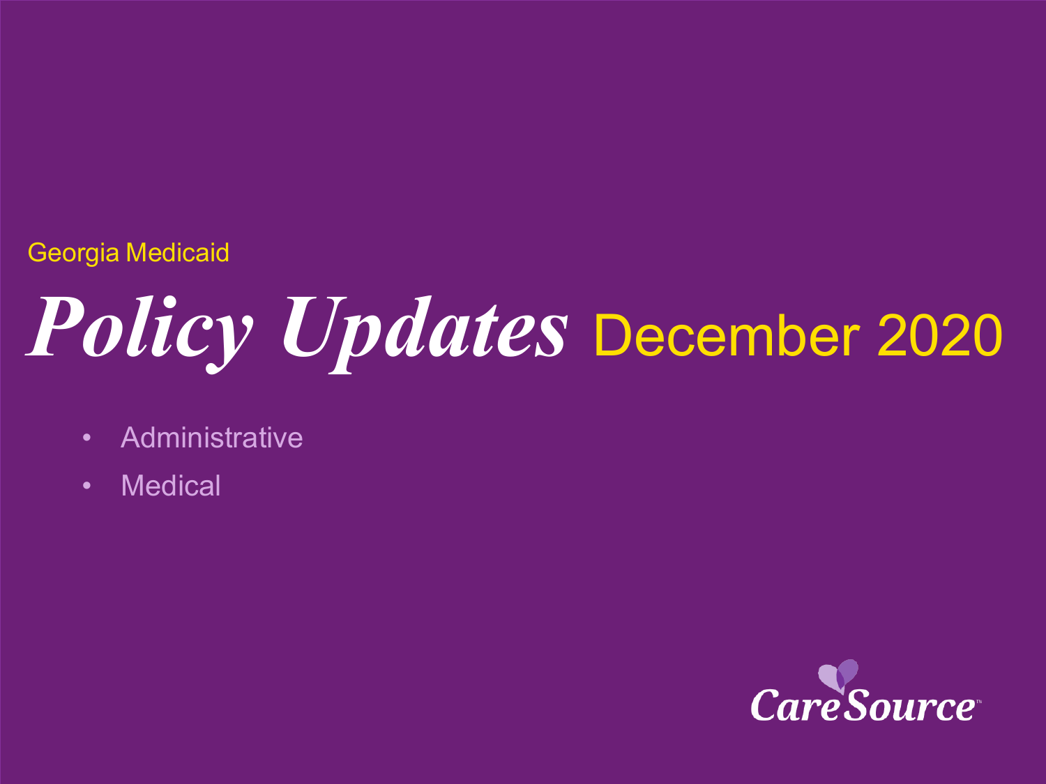Georgia Medicaid

# *Policy Updates* December 2020

- Administrative
- Medical

CareSource™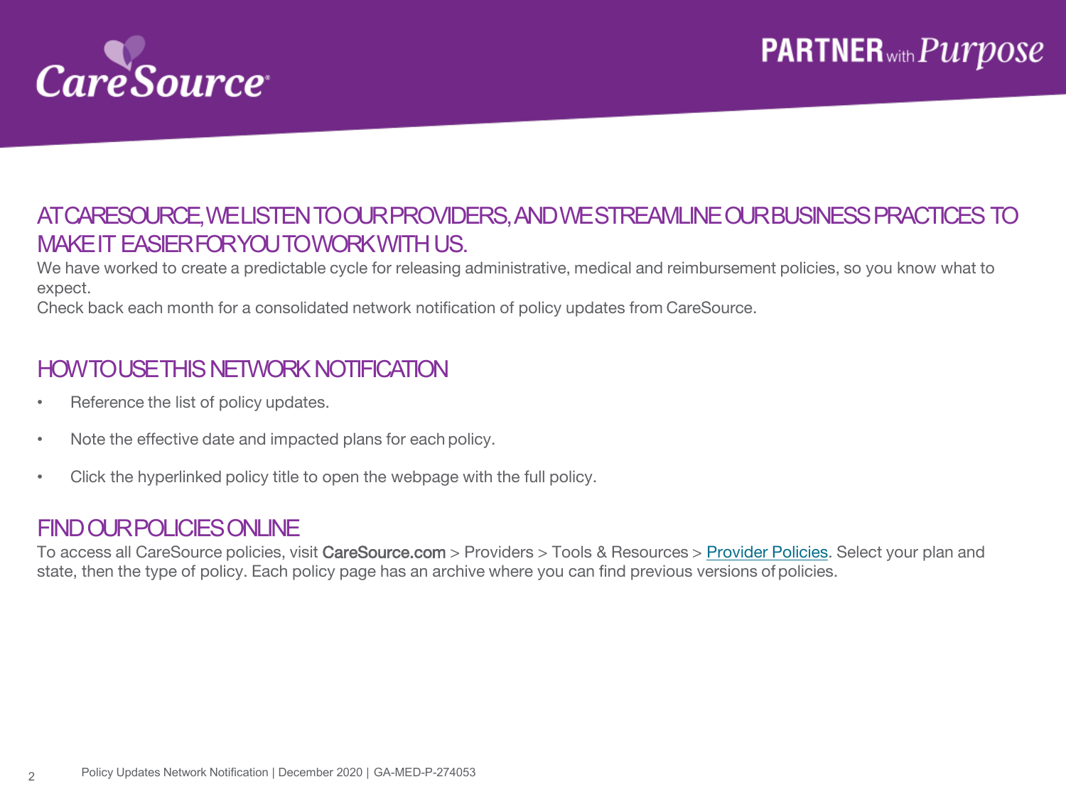## AT CARESOURCE, WE LISTEN TO OUR PROVIDERS, AND WE STREAMLINE OUR BUSINESS PRACTICES TO MAKE IT EASIER FOR YOU TO WORK WITH US.

We have worked to create a predictable cycle for releasing administrative, medical and reimbursement policies, so you know what to expect.

Check back each month for a consolidated network notification of policy updates from CareSource.

## HOW TO USE THIS NETWORK NOTIFICATION

- Reference the list of policy updates.
- Note the effective date and impacted plans for each policy.
- Click the hyperlinked policy title to open the webpage with the full policy.

## FIND OUR POLICIES ONLINE

To access all CareSource policies, visit CareSource.com > Providers > Tools & Resources > Provider Policies. Select your plan and state, then the type of policy. Each policy page has an archive where you can find previous versions of policies.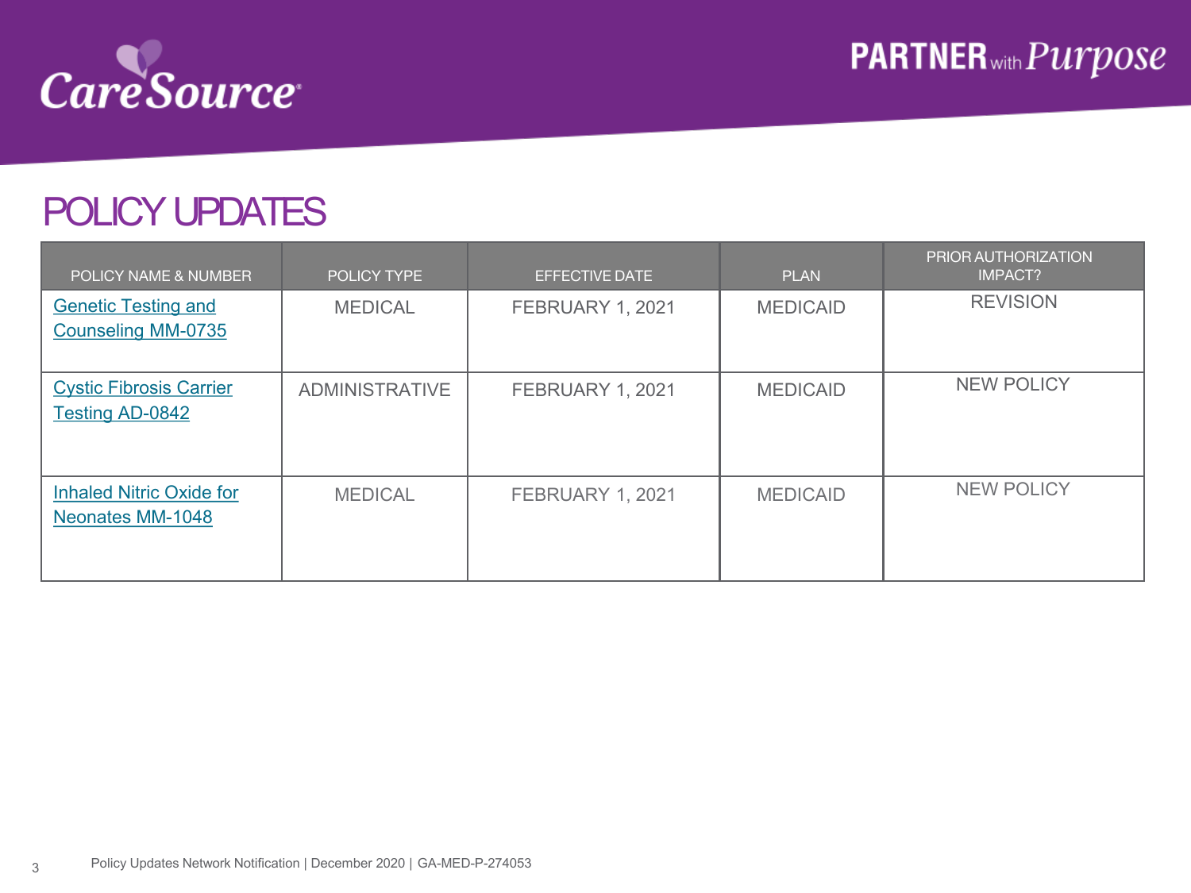# POLICY UPDATES

| POLICY NAME & NUMBER | POLICY TYPE | EFFECTIVE DATE | PLAN | PRIOR AUTHORIZATION IMPACT? |
|---|---|---|---|---|
| Genetic Testing and Counseling MM-0735 | MEDICAL | FEBRUARY 1, 2021 | MEDICAID | REVISION |
| Cystic Fibrosis Carrier Testing AD-0842 | ADMINISTRATIVE | FEBRUARY 1, 2021 | MEDICAID | NEW POLICY |
| Inhaled Nitric Oxide for Neonates MM-1048 | MEDICAL | FEBRUARY 1, 2021 | MEDICAID | NEW POLICY |

Policy Updates Network Notification | December 2020 | GA-MED-P-274053